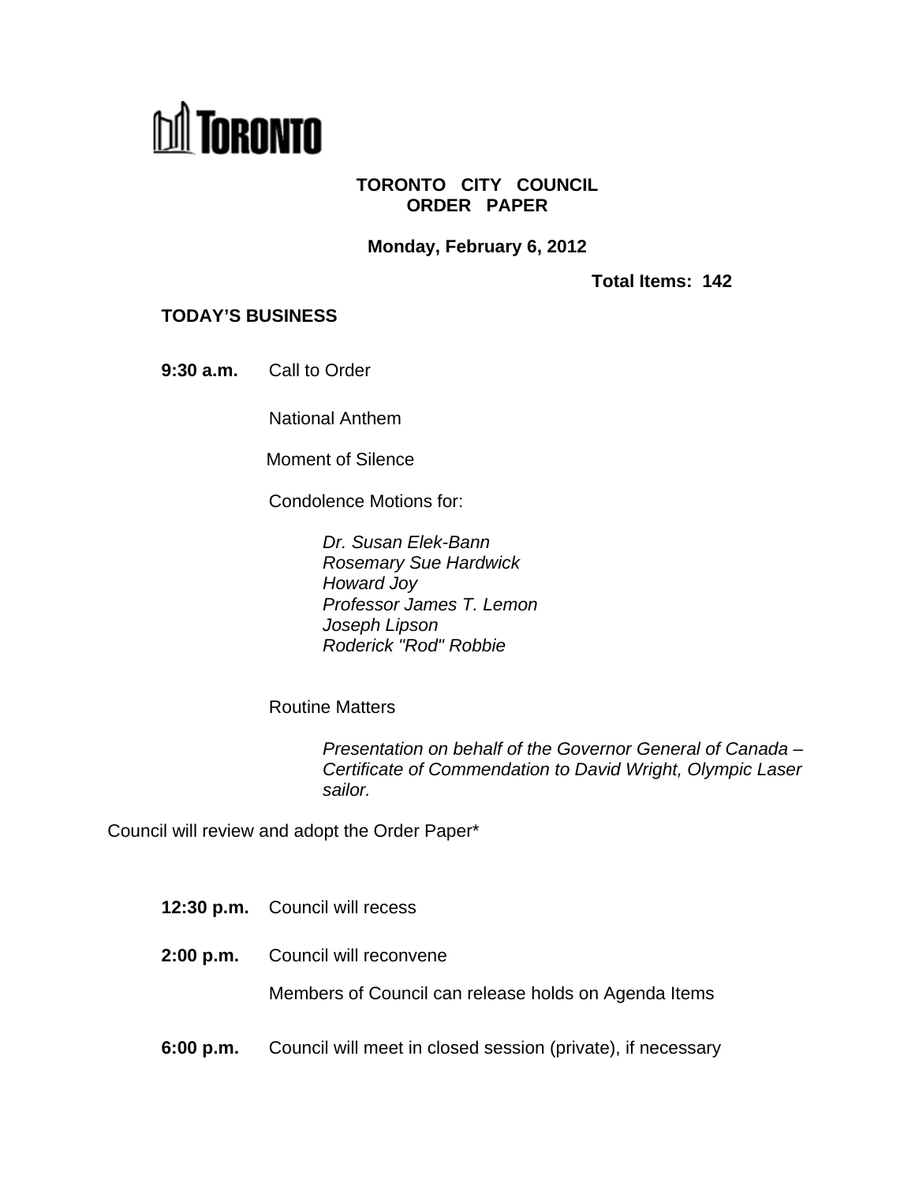# TORONTO CITY COUNCIL ORDER PAPER

**Monday, February 6, 2012**

**Total Items: 142**

## TODAY'S BUSINESS

**9:30 a.m.** Call to Order

National Anthem

Moment of Silence

Condolence Motions for:

*Dr. Susan Elek-Bann*
*Rosemary Sue Hardwick*
*Howard Joy*
*Professor James T. Lemon*
*Joseph Lipson*
*Roderick "Rod" Robbie*

Routine Matters

*Presentation on behalf of the Governor General of Canada – Certificate of Commendation to David Wright, Olympic Laser sailor.*

Council will review and adopt the Order Paper*

**12:30 p.m.** Council will recess

**2:00 p.m.** Council will reconvene

Members of Council can release holds on Agenda Items

**6:00 p.m.** Council will meet in closed session (private), if necessary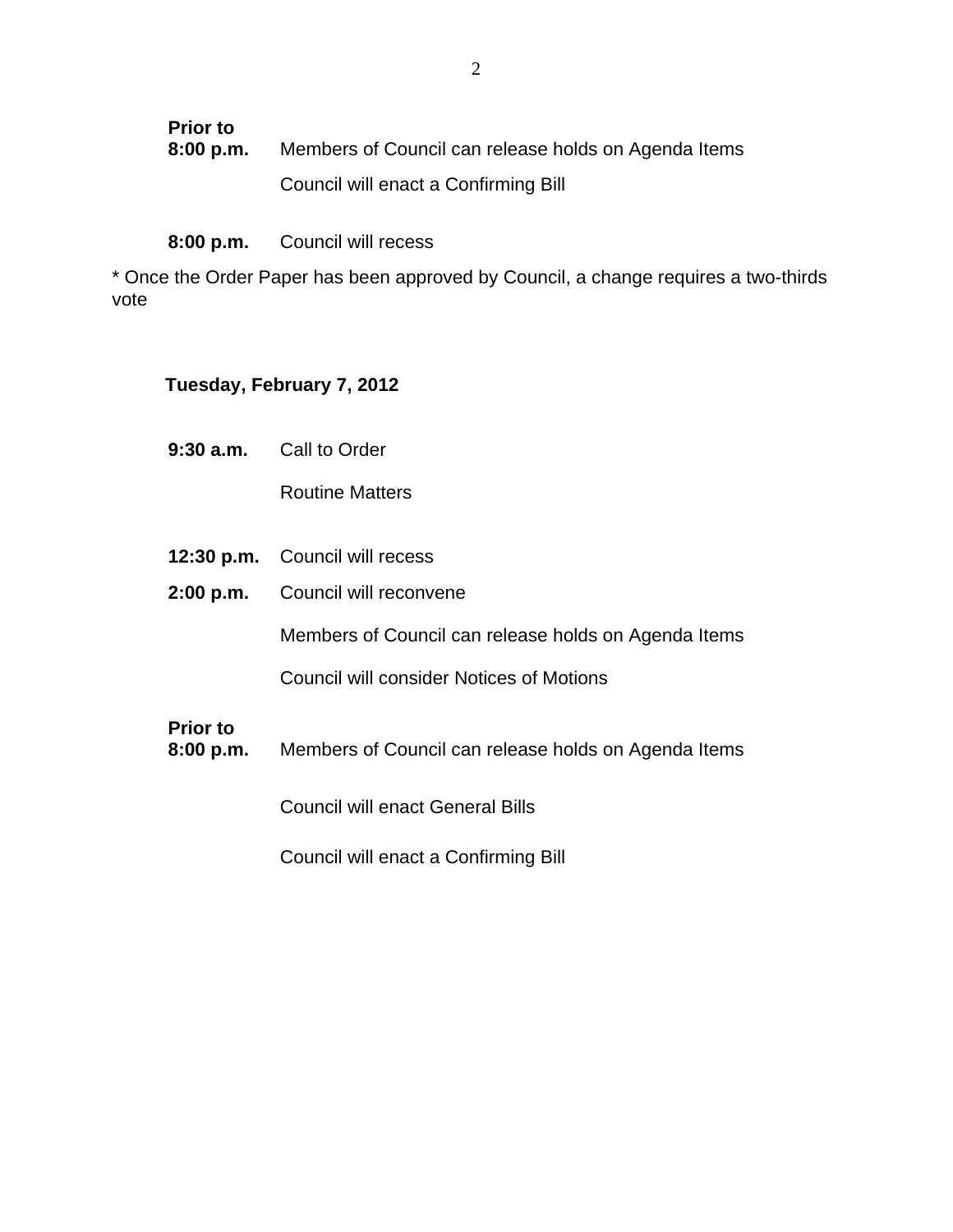**Prior to 8:00 p.m.** Members of Council can release holds on Agenda Items

Council will enact a Confirming Bill

**8:00 p.m.** Council will recess

* Once the Order Paper has been approved by Council, a change requires a two-thirds vote

**Tuesday, February 7, 2012**

**9:30 a.m.** Call to Order

Routine Matters

**12:30 p.m.** Council will recess

**2:00 p.m.** Council will reconvene

Members of Council can release holds on Agenda Items

Council will consider Notices of Motions

**Prior to 8:00 p.m.** Members of Council can release holds on Agenda Items

Council will enact General Bills

Council will enact a Confirming Bill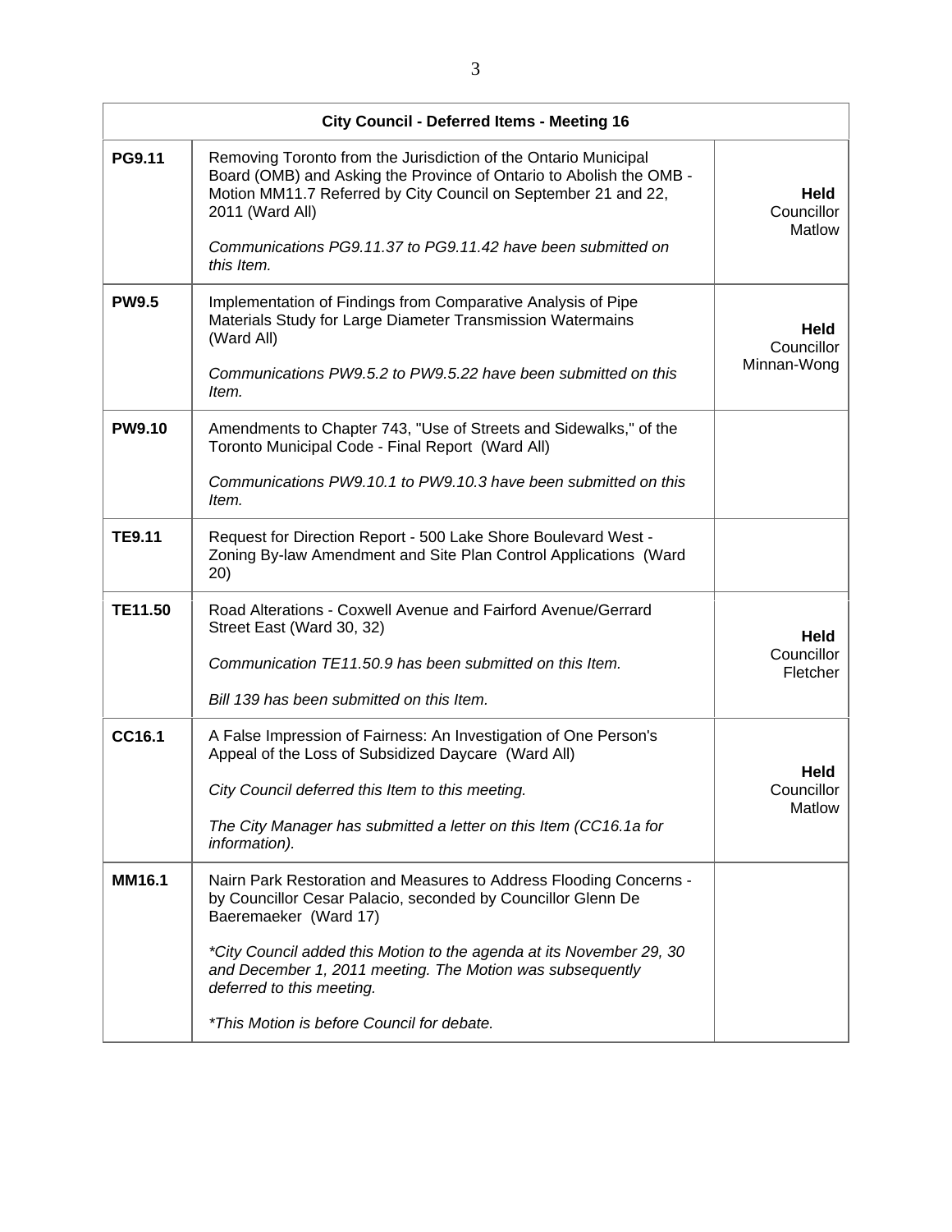| City Council - Deferred Items - Meeting 16 | | |
|---|---|---|
| **PG9.11** | Removing Toronto from the Jurisdiction of the Ontario Municipal Board (OMB) and Asking the Province of Ontario to Abolish the OMB - Motion MM11.7 Referred by City Council on September 21 and 22, 2011 (Ward All)<br><br>*Communications PG9.11.37 to PG9.11.42 have been submitted on this Item.* | **Held** Councillor Matlow |
| **PW9.5** | Implementation of Findings from Comparative Analysis of Pipe Materials Study for Large Diameter Transmission Watermains (Ward All)<br><br>*Communications PW9.5.2 to PW9.5.22 have been submitted on this Item.* | **Held** Councillor Minnan-Wong |
| **PW9.10** | Amendments to Chapter 743, "Use of Streets and Sidewalks," of the Toronto Municipal Code - Final Report (Ward All)<br><br>*Communications PW9.10.1 to PW9.10.3 have been submitted on this Item.* | |
| **TE9.11** | Request for Direction Report - 500 Lake Shore Boulevard West - Zoning By-law Amendment and Site Plan Control Applications (Ward 20) | |
| **TE11.50** | Road Alterations - Coxwell Avenue and Fairford Avenue/Gerrard Street East (Ward 30, 32)<br><br>*Communication TE11.50.9 has been submitted on this Item.*<br><br>*Bill 139 has been submitted on this Item.* | **Held** Councillor Fletcher |
| **CC16.1** | A False Impression of Fairness: An Investigation of One Person's Appeal of the Loss of Subsidized Daycare (Ward All)<br><br>*City Council deferred this Item to this meeting.*<br><br>*The City Manager has submitted a letter on this Item (CC16.1a for information).* | **Held** Councillor Matlow |
| **MM16.1** | Nairn Park Restoration and Measures to Address Flooding Concerns - by Councillor Cesar Palacio, seconded by Councillor Glenn De Baeremaeker (Ward 17)<br><br>*\*City Council added this Motion to the agenda at its November 29, 30 and December 1, 2011 meeting. The Motion was subsequently deferred to this meeting.*<br><br>*\*This Motion is before Council for debate.* | |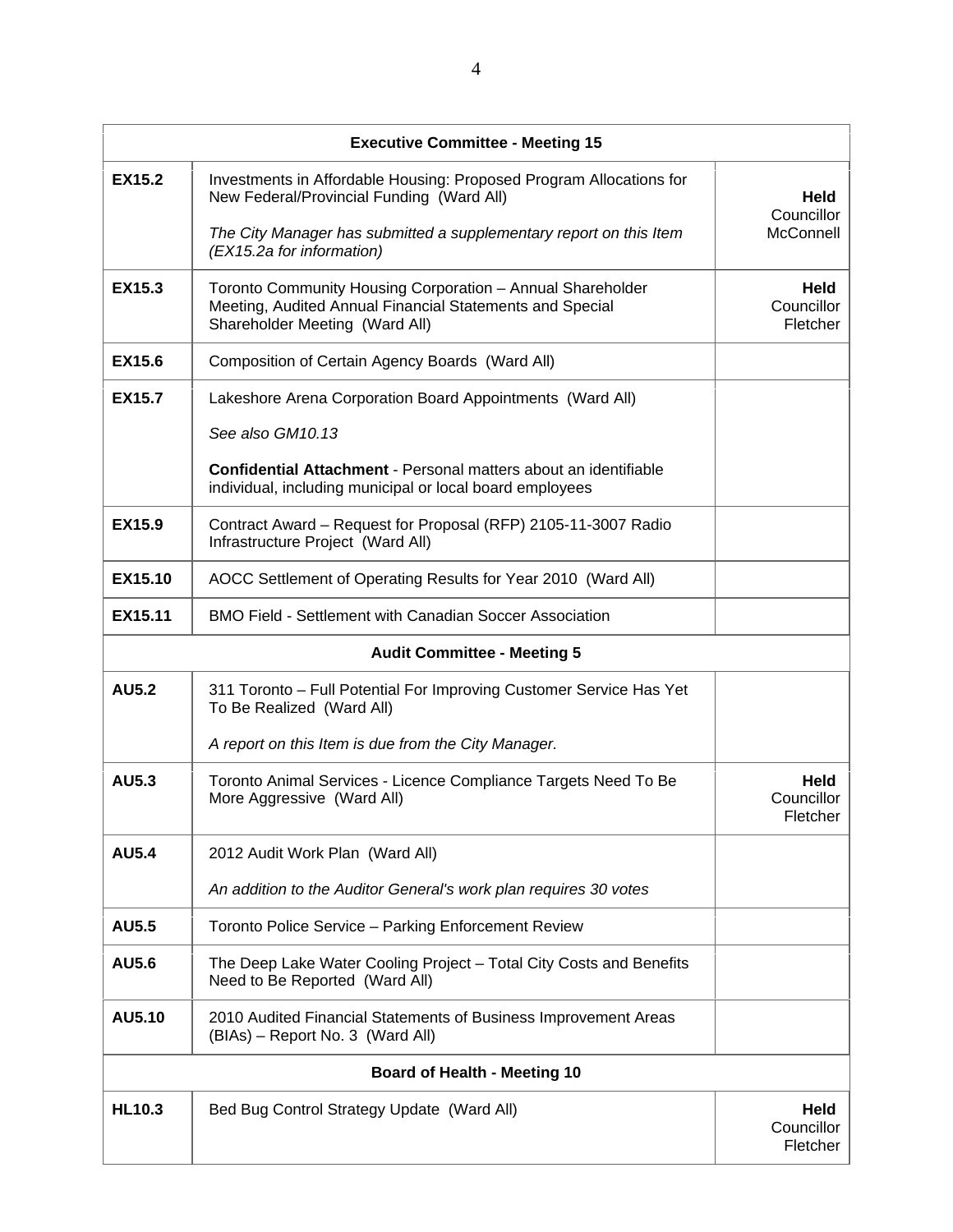| Executive Committee - Meeting 15 | | |
|---|---|---|
| **EX15.2** | Investments in Affordable Housing: Proposed Program Allocations for New Federal/Provincial Funding (Ward All)<br><br>*The City Manager has submitted a supplementary report on this Item (EX15.2a for information)* | **Held** Councillor McConnell |
| **EX15.3** | Toronto Community Housing Corporation – Annual Shareholder Meeting, Audited Annual Financial Statements and Special Shareholder Meeting (Ward All) | **Held** Councillor Fletcher |
| **EX15.6** | Composition of Certain Agency Boards (Ward All) | |
| **EX15.7** | Lakeshore Arena Corporation Board Appointments (Ward All)<br><br>*See also GM10.13*<br><br>**Confidential Attachment** - Personal matters about an identifiable individual, including municipal or local board employees | |
| **EX15.9** | Contract Award – Request for Proposal (RFP) 2105-11-3007 Radio Infrastructure Project (Ward All) | |
| **EX15.10** | AOCC Settlement of Operating Results for Year 2010 (Ward All) | |
| **EX15.11** | BMO Field - Settlement with Canadian Soccer Association | |
| **Audit Committee - Meeting 5** | | |
| **AU5.2** | 311 Toronto – Full Potential For Improving Customer Service Has Yet To Be Realized (Ward All)<br><br>*A report on this Item is due from the City Manager.* | |
| **AU5.3** | Toronto Animal Services - Licence Compliance Targets Need To Be More Aggressive (Ward All) | **Held** Councillor Fletcher |
| **AU5.4** | 2012 Audit Work Plan (Ward All)<br><br>*An addition to the Auditor General's work plan requires 30 votes* | |
| **AU5.5** | Toronto Police Service – Parking Enforcement Review | |
| **AU5.6** | The Deep Lake Water Cooling Project – Total City Costs and Benefits Need to Be Reported (Ward All) | |
| **AU5.10** | 2010 Audited Financial Statements of Business Improvement Areas (BIAs) – Report No. 3 (Ward All) | |
| **Board of Health - Meeting 10** | | |
| **HL10.3** | Bed Bug Control Strategy Update (Ward All) | **Held** Councillor Fletcher |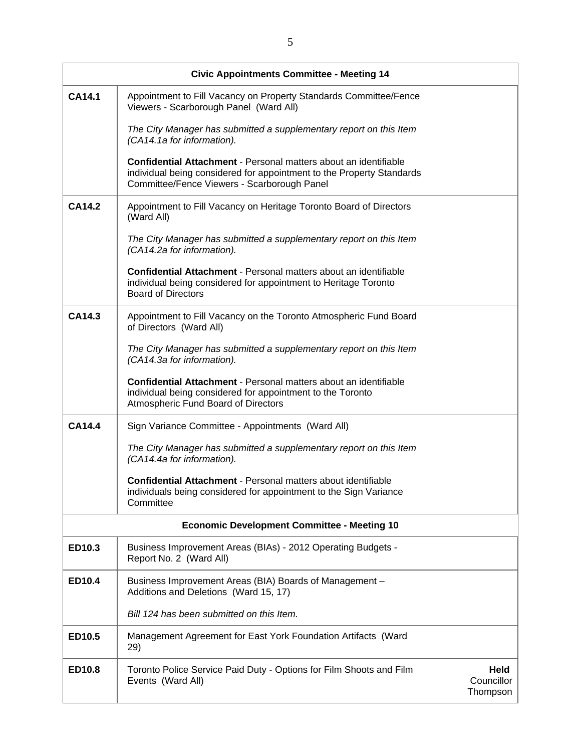| Civic Appointments Committee - Meeting 14 | | |
|---|---|---|
| **CA14.1** | Appointment to Fill Vacancy on Property Standards Committee/Fence Viewers - Scarborough Panel (Ward All)<br><br>*The City Manager has submitted a supplementary report on this Item (CA14.1a for information).*<br><br>**Confidential Attachment** - Personal matters about an identifiable individual being considered for appointment to the Property Standards Committee/Fence Viewers - Scarborough Panel | |
| **CA14.2** | Appointment to Fill Vacancy on Heritage Toronto Board of Directors (Ward All)<br><br>*The City Manager has submitted a supplementary report on this Item (CA14.2a for information).*<br><br>**Confidential Attachment** - Personal matters about an identifiable individual being considered for appointment to Heritage Toronto Board of Directors | |
| **CA14.3** | Appointment to Fill Vacancy on the Toronto Atmospheric Fund Board of Directors (Ward All)<br><br>*The City Manager has submitted a supplementary report on this Item (CA14.3a for information).*<br><br>**Confidential Attachment** - Personal matters about an identifiable individual being considered for appointment to the Toronto Atmospheric Fund Board of Directors | |
| **CA14.4** | Sign Variance Committee - Appointments (Ward All)<br><br>*The City Manager has submitted a supplementary report on this Item (CA14.4a for information).*<br><br>**Confidential Attachment** - Personal matters about identifiable individuals being considered for appointment to the Sign Variance Committee | |
| **Economic Development Committee - Meeting 10** | | |
| **ED10.3** | Business Improvement Areas (BIAs) - 2012 Operating Budgets - Report No. 2 (Ward All) | |
| **ED10.4** | Business Improvement Areas (BIA) Boards of Management – Additions and Deletions (Ward 15, 17)<br><br>*Bill 124 has been submitted on this Item.* | |
| **ED10.5** | Management Agreement for East York Foundation Artifacts (Ward 29) | |
| **ED10.8** | Toronto Police Service Paid Duty - Options for Film Shoots and Film Events (Ward All) | **Held** Councillor Thompson |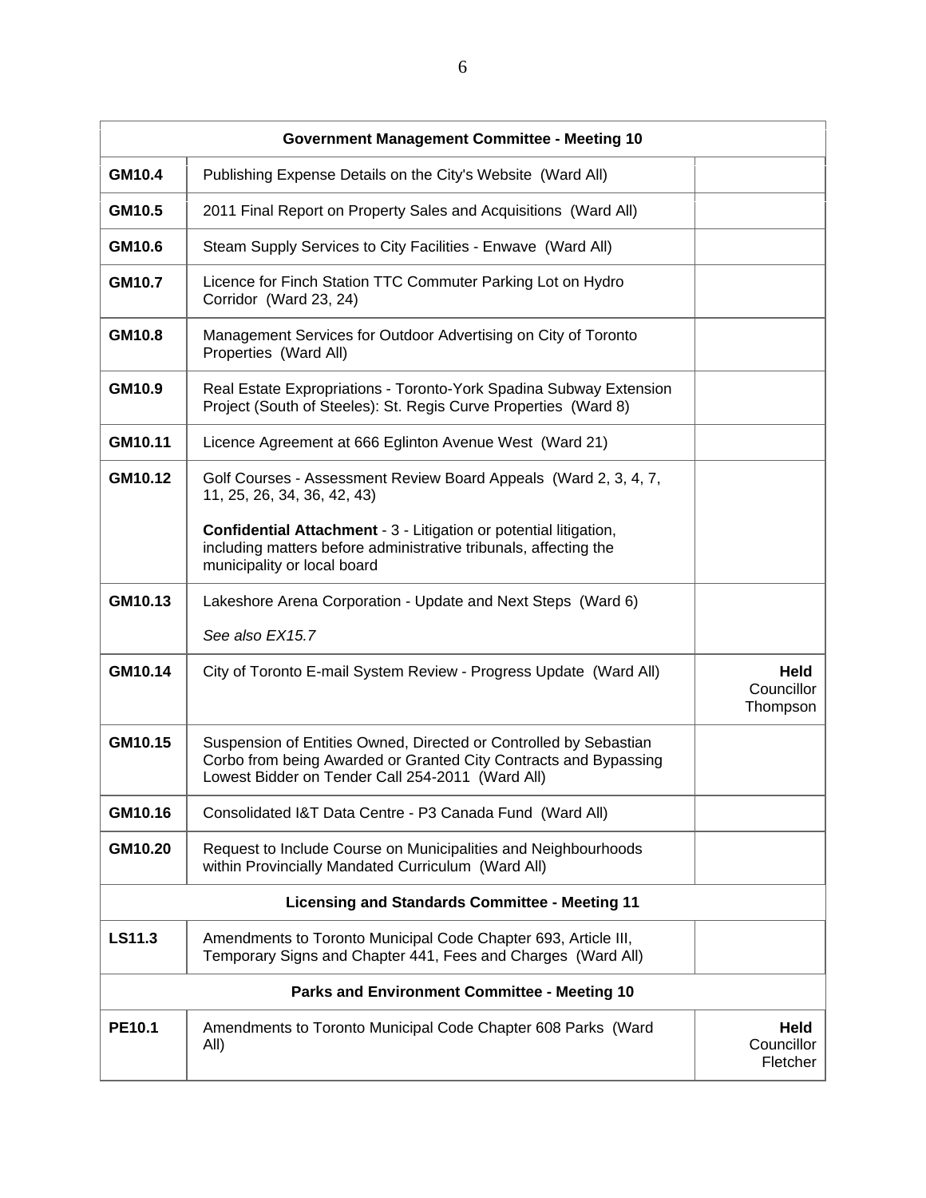| Government Management Committee - Meeting 10 | | |
|---|---|---|
| **GM10.4** | Publishing Expense Details on the City's Website (Ward All) | |
| **GM10.5** | 2011 Final Report on Property Sales and Acquisitions (Ward All) | |
| **GM10.6** | Steam Supply Services to City Facilities - Enwave (Ward All) | |
| **GM10.7** | Licence for Finch Station TTC Commuter Parking Lot on Hydro Corridor (Ward 23, 24) | |
| **GM10.8** | Management Services for Outdoor Advertising on City of Toronto Properties (Ward All) | |
| **GM10.9** | Real Estate Expropriations - Toronto-York Spadina Subway Extension Project (South of Steeles): St. Regis Curve Properties (Ward 8) | |
| **GM10.11** | Licence Agreement at 666 Eglinton Avenue West (Ward 21) | |
| **GM10.12** | Golf Courses - Assessment Review Board Appeals (Ward 2, 3, 4, 7, 11, 25, 26, 34, 36, 42, 43)<br><br>**Confidential Attachment** - 3 - Litigation or potential litigation, including matters before administrative tribunals, affecting the municipality or local board | |
| **GM10.13** | Lakeshore Arena Corporation - Update and Next Steps (Ward 6)<br><br>*See also EX15.7* | |
| **GM10.14** | City of Toronto E-mail System Review - Progress Update (Ward All) | **Held** Councillor Thompson |
| **GM10.15** | Suspension of Entities Owned, Directed or Controlled by Sebastian Corbo from being Awarded or Granted City Contracts and Bypassing Lowest Bidder on Tender Call 254-2011 (Ward All) | |
| **GM10.16** | Consolidated I&T Data Centre - P3 Canada Fund (Ward All) | |
| **GM10.20** | Request to Include Course on Municipalities and Neighbourhoods within Provincially Mandated Curriculum (Ward All) | |
| **Licensing and Standards Committee - Meeting 11** | | |
| **LS11.3** | Amendments to Toronto Municipal Code Chapter 693, Article III, Temporary Signs and Chapter 441, Fees and Charges (Ward All) | |
| **Parks and Environment Committee - Meeting 10** | | |
| **PE10.1** | Amendments to Toronto Municipal Code Chapter 608 Parks (Ward All) | **Held** Councillor Fletcher |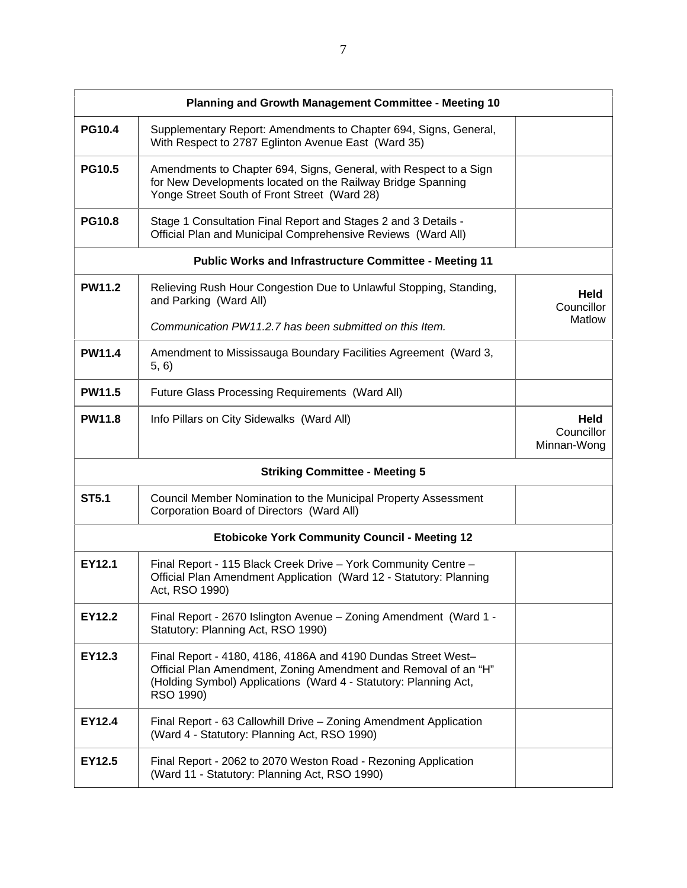| Planning and Growth Management Committee - Meeting 10 | | |
|---|---|---|
| **PG10.4** | Supplementary Report: Amendments to Chapter 694, Signs, General, With Respect to 2787 Eglinton Avenue East (Ward 35) | |
| **PG10.5** | Amendments to Chapter 694, Signs, General, with Respect to a Sign for New Developments located on the Railway Bridge Spanning Yonge Street South of Front Street (Ward 28) | |
| **PG10.8** | Stage 1 Consultation Final Report and Stages 2 and 3 Details - Official Plan and Municipal Comprehensive Reviews (Ward All) | |
| **Public Works and Infrastructure Committee - Meeting 11** | | |
| **PW11.2** | Relieving Rush Hour Congestion Due to Unlawful Stopping, Standing, and Parking (Ward All)<br><br>*Communication PW11.2.7 has been submitted on this Item.* | **Held** Councillor Matlow |
| **PW11.4** | Amendment to Mississauga Boundary Facilities Agreement (Ward 3, 5, 6) | |
| **PW11.5** | Future Glass Processing Requirements (Ward All) | |
| **PW11.8** | Info Pillars on City Sidewalks (Ward All) | **Held** Councillor Minnan-Wong |
| **Striking Committee - Meeting 5** | | |
| **ST5.1** | Council Member Nomination to the Municipal Property Assessment Corporation Board of Directors (Ward All) | |
| **Etobicoke York Community Council - Meeting 12** | | |
| **EY12.1** | Final Report - 115 Black Creek Drive – York Community Centre – Official Plan Amendment Application (Ward 12 - Statutory: Planning Act, RSO 1990) | |
| **EY12.2** | Final Report - 2670 Islington Avenue – Zoning Amendment (Ward 1 - Statutory: Planning Act, RSO 1990) | |
| **EY12.3** | Final Report - 4180, 4186, 4186A and 4190 Dundas Street West– Official Plan Amendment, Zoning Amendment and Removal of an "H" (Holding Symbol) Applications (Ward 4 - Statutory: Planning Act, RSO 1990) | |
| **EY12.4** | Final Report - 63 Callowhill Drive – Zoning Amendment Application (Ward 4 - Statutory: Planning Act, RSO 1990) | |
| **EY12.5** | Final Report - 2062 to 2070 Weston Road - Rezoning Application (Ward 11 - Statutory: Planning Act, RSO 1990) | |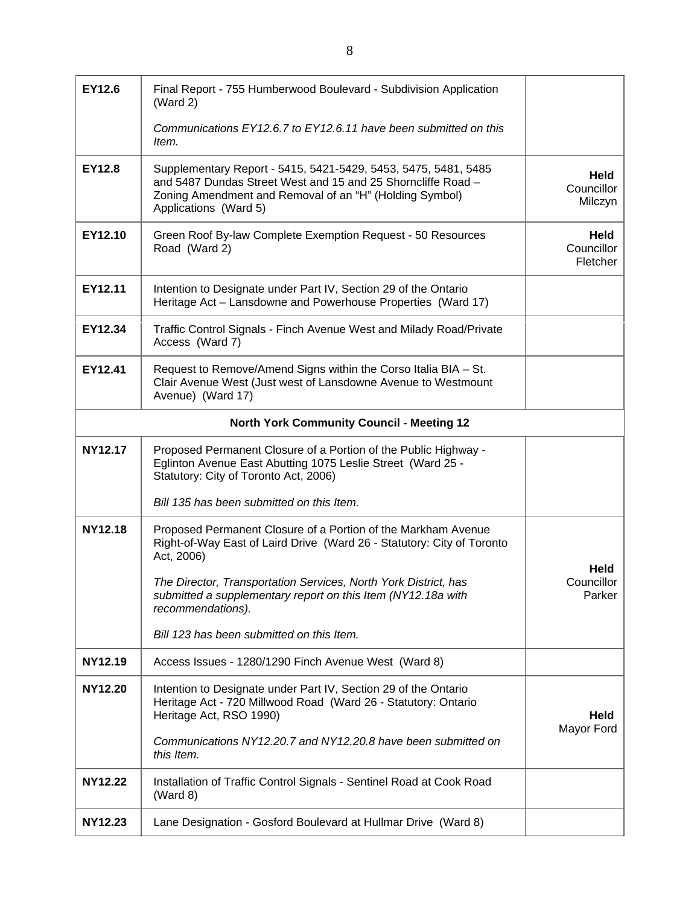| | | |
|---|---|---|
| **EY12.6** | Final Report - 755 Humberwood Boulevard - Subdivision Application (Ward 2)<br><br>*Communications EY12.6.7 to EY12.6.11 have been submitted on this Item.* | |
| **EY12.8** | Supplementary Report - 5415, 5421-5429, 5453, 5475, 5481, 5485 and 5487 Dundas Street West and 15 and 25 Shorncliffe Road – Zoning Amendment and Removal of an "H" (Holding Symbol) Applications (Ward 5) | **Held** Councillor Milczyn |
| **EY12.10** | Green Roof By-law Complete Exemption Request - 50 Resources Road (Ward 2) | **Held** Councillor Fletcher |
| **EY12.11** | Intention to Designate under Part IV, Section 29 of the Ontario Heritage Act – Lansdowne and Powerhouse Properties (Ward 17) | |
| **EY12.34** | Traffic Control Signals - Finch Avenue West and Milady Road/Private Access (Ward 7) | |
| **EY12.41** | Request to Remove/Amend Signs within the Corso Italia BIA – St. Clair Avenue West (Just west of Lansdowne Avenue to Westmount Avenue) (Ward 17) | |
| | **North York Community Council - Meeting 12** | |
| **NY12.17** | Proposed Permanent Closure of a Portion of the Public Highway - Eglinton Avenue East Abutting 1075 Leslie Street (Ward 25 - Statutory: City of Toronto Act, 2006)<br><br>*Bill 135 has been submitted on this Item.* | |
| **NY12.18** | Proposed Permanent Closure of a Portion of the Markham Avenue Right-of-Way East of Laird Drive (Ward 26 - Statutory: City of Toronto Act, 2006)<br><br>*The Director, Transportation Services, North York District, has submitted a supplementary report on this Item (NY12.18a with recommendations).*<br><br>*Bill 123 has been submitted on this Item.* | **Held** Councillor Parker |
| **NY12.19** | Access Issues - 1280/1290 Finch Avenue West (Ward 8) | |
| **NY12.20** | Intention to Designate under Part IV, Section 29 of the Ontario Heritage Act - 720 Millwood Road (Ward 26 - Statutory: Ontario Heritage Act, RSO 1990)<br><br>*Communications NY12.20.7 and NY12.20.8 have been submitted on this Item.* | **Held** Mayor Ford |
| **NY12.22** | Installation of Traffic Control Signals - Sentinel Road at Cook Road (Ward 8) | |
| **NY12.23** | Lane Designation - Gosford Boulevard at Hullmar Drive (Ward 8) | |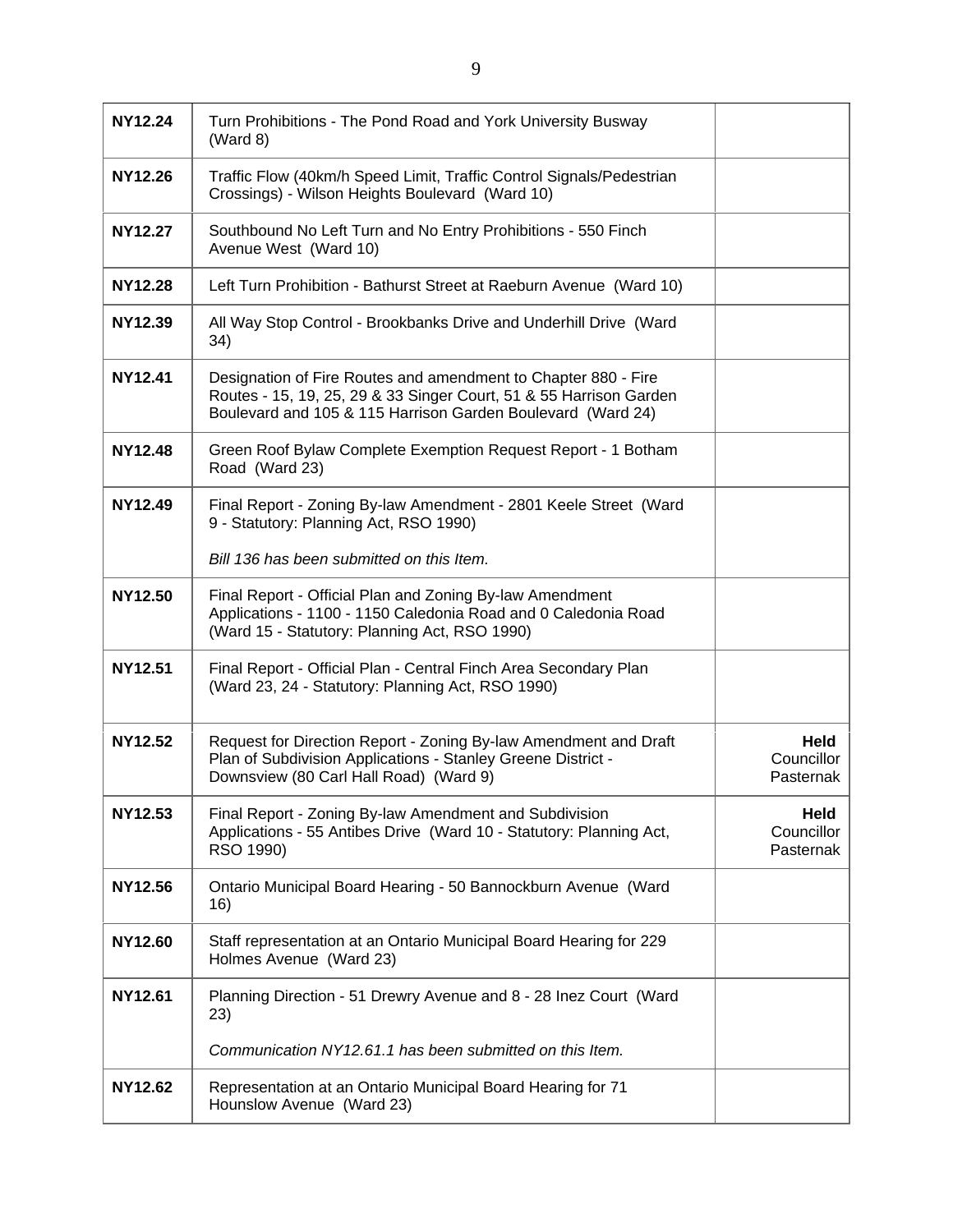| | | |
|---|---|---|
| **NY12.24** | Turn Prohibitions - The Pond Road and York University Busway (Ward 8) | |
| **NY12.26** | Traffic Flow (40km/h Speed Limit, Traffic Control Signals/Pedestrian Crossings) - Wilson Heights Boulevard (Ward 10) | |
| **NY12.27** | Southbound No Left Turn and No Entry Prohibitions - 550 Finch Avenue West (Ward 10) | |
| **NY12.28** | Left Turn Prohibition - Bathurst Street at Raeburn Avenue (Ward 10) | |
| **NY12.39** | All Way Stop Control - Brookbanks Drive and Underhill Drive (Ward 34) | |
| **NY12.41** | Designation of Fire Routes and amendment to Chapter 880 - Fire Routes - 15, 19, 25, 29 & 33 Singer Court, 51 & 55 Harrison Garden Boulevard and 105 & 115 Harrison Garden Boulevard (Ward 24) | |
| **NY12.48** | Green Roof Bylaw Complete Exemption Request Report - 1 Botham Road (Ward 23) | |
| **NY12.49** | Final Report - Zoning By-law Amendment - 2801 Keele Street (Ward 9 - Statutory: Planning Act, RSO 1990)<br><br>*Bill 136 has been submitted on this Item.* | |
| **NY12.50** | Final Report - Official Plan and Zoning By-law Amendment Applications - 1100 - 1150 Caledonia Road and 0 Caledonia Road (Ward 15 - Statutory: Planning Act, RSO 1990) | |
| **NY12.51** | Final Report - Official Plan - Central Finch Area Secondary Plan (Ward 23, 24 - Statutory: Planning Act, RSO 1990) | |
| **NY12.52** | Request for Direction Report - Zoning By-law Amendment and Draft Plan of Subdivision Applications - Stanley Greene District - Downsview (80 Carl Hall Road) (Ward 9) | **Held** Councillor Pasternak |
| **NY12.53** | Final Report - Zoning By-law Amendment and Subdivision Applications - 55 Antibes Drive (Ward 10 - Statutory: Planning Act, RSO 1990) | **Held** Councillor Pasternak |
| **NY12.56** | Ontario Municipal Board Hearing - 50 Bannockburn Avenue (Ward 16) | |
| **NY12.60** | Staff representation at an Ontario Municipal Board Hearing for 229 Holmes Avenue (Ward 23) | |
| **NY12.61** | Planning Direction - 51 Drewry Avenue and 8 - 28 Inez Court (Ward 23)<br><br>*Communication NY12.61.1 has been submitted on this Item.* | |
| **NY12.62** | Representation at an Ontario Municipal Board Hearing for 71 Hounslow Avenue (Ward 23) | |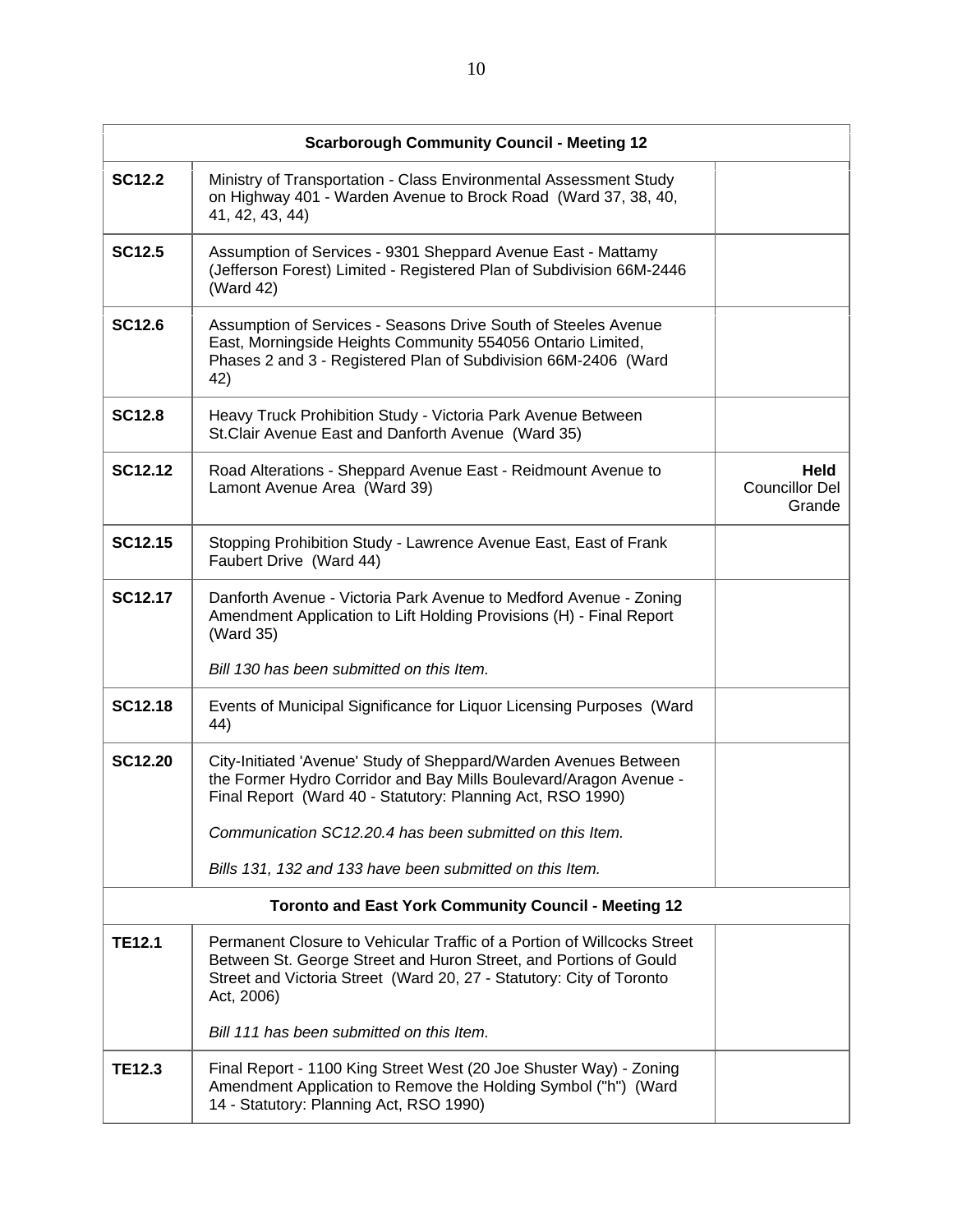| Scarborough Community Council - Meeting 12 | | |
|---|---|---|
| **SC12.2** | Ministry of Transportation - Class Environmental Assessment Study on Highway 401 - Warden Avenue to Brock Road (Ward 37, 38, 40, 41, 42, 43, 44) | |
| **SC12.5** | Assumption of Services - 9301 Sheppard Avenue East - Mattamy (Jefferson Forest) Limited - Registered Plan of Subdivision 66M-2446 (Ward 42) | |
| **SC12.6** | Assumption of Services - Seasons Drive South of Steeles Avenue East, Morningside Heights Community 554056 Ontario Limited, Phases 2 and 3 - Registered Plan of Subdivision 66M-2406 (Ward 42) | |
| **SC12.8** | Heavy Truck Prohibition Study - Victoria Park Avenue Between St.Clair Avenue East and Danforth Avenue (Ward 35) | |
| **SC12.12** | Road Alterations - Sheppard Avenue East - Reidmount Avenue to Lamont Avenue Area (Ward 39) | **Held** Councillor Del Grande |
| **SC12.15** | Stopping Prohibition Study - Lawrence Avenue East, East of Frank Faubert Drive (Ward 44) | |
| **SC12.17** | Danforth Avenue - Victoria Park Avenue to Medford Avenue - Zoning Amendment Application to Lift Holding Provisions (H) - Final Report (Ward 35)<br><br>*Bill 130 has been submitted on this Item.* | |
| **SC12.18** | Events of Municipal Significance for Liquor Licensing Purposes (Ward 44) | |
| **SC12.20** | City-Initiated 'Avenue' Study of Sheppard/Warden Avenues Between the Former Hydro Corridor and Bay Mills Boulevard/Aragon Avenue - Final Report (Ward 40 - Statutory: Planning Act, RSO 1990)<br><br>*Communication SC12.20.4 has been submitted on this Item.*<br><br>*Bills 131, 132 and 133 have been submitted on this Item.* | |
| **Toronto and East York Community Council - Meeting 12** | | |
| **TE12.1** | Permanent Closure to Vehicular Traffic of a Portion of Willcocks Street Between St. George Street and Huron Street, and Portions of Gould Street and Victoria Street (Ward 20, 27 - Statutory: City of Toronto Act, 2006)<br><br>*Bill 111 has been submitted on this Item.* | |
| **TE12.3** | Final Report - 1100 King Street West (20 Joe Shuster Way) - Zoning Amendment Application to Remove the Holding Symbol ("h") (Ward 14 - Statutory: Planning Act, RSO 1990) | |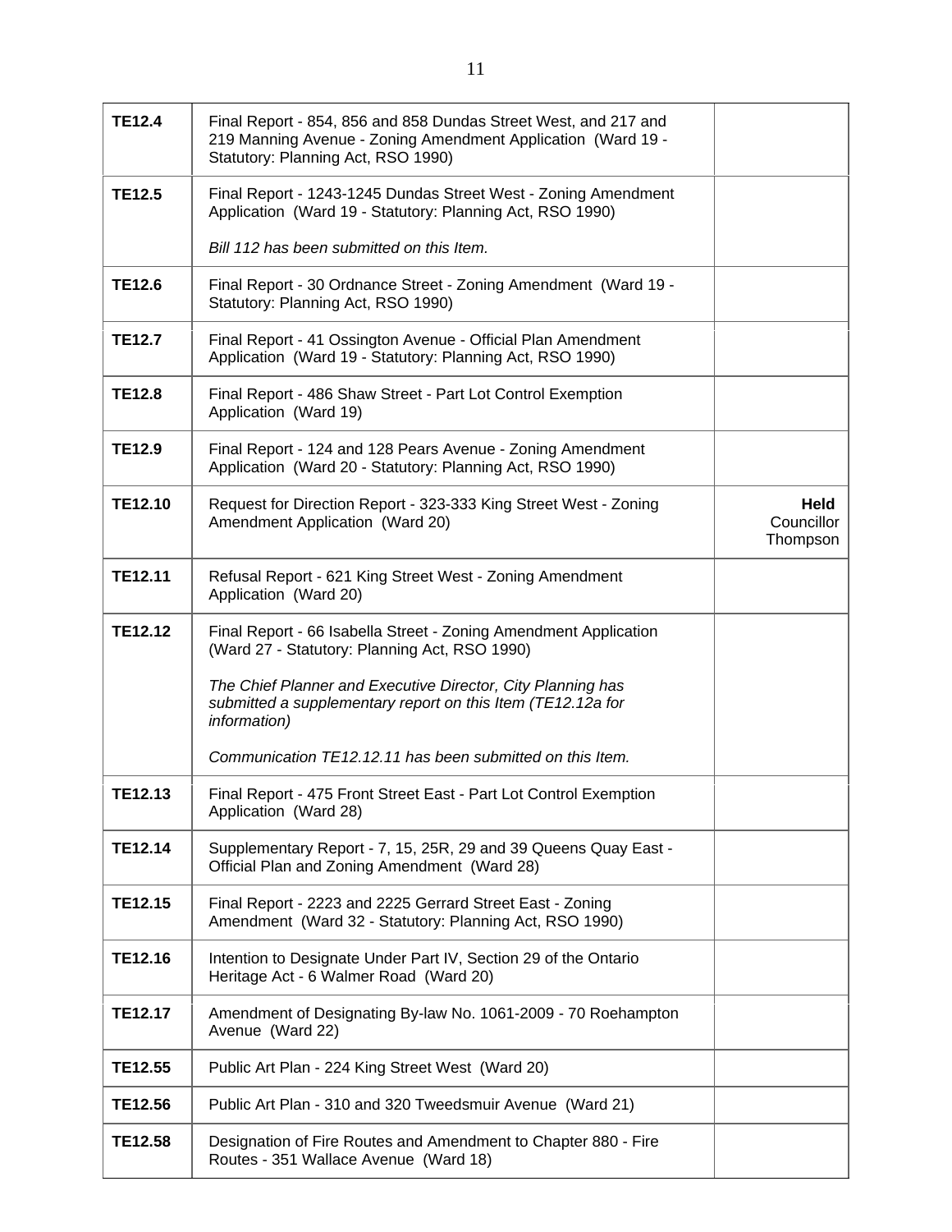| | | |
|---|---|---|
| **TE12.4** | Final Report - 854, 856 and 858 Dundas Street West, and 217 and 219 Manning Avenue - Zoning Amendment Application (Ward 19 - Statutory: Planning Act, RSO 1990) | |
| **TE12.5** | Final Report - 1243-1245 Dundas Street West - Zoning Amendment Application (Ward 19 - Statutory: Planning Act, RSO 1990)<br><br>*Bill 112 has been submitted on this Item.* | |
| **TE12.6** | Final Report - 30 Ordnance Street - Zoning Amendment (Ward 19 - Statutory: Planning Act, RSO 1990) | |
| **TE12.7** | Final Report - 41 Ossington Avenue - Official Plan Amendment Application (Ward 19 - Statutory: Planning Act, RSO 1990) | |
| **TE12.8** | Final Report - 486 Shaw Street - Part Lot Control Exemption Application (Ward 19) | |
| **TE12.9** | Final Report - 124 and 128 Pears Avenue - Zoning Amendment Application (Ward 20 - Statutory: Planning Act, RSO 1990) | |
| **TE12.10** | Request for Direction Report - 323-333 King Street West - Zoning Amendment Application (Ward 20) | **Held** Councillor Thompson |
| **TE12.11** | Refusal Report - 621 King Street West - Zoning Amendment Application (Ward 20) | |
| **TE12.12** | Final Report - 66 Isabella Street - Zoning Amendment Application (Ward 27 - Statutory: Planning Act, RSO 1990)<br><br>*The Chief Planner and Executive Director, City Planning has submitted a supplementary report on this Item (TE12.12a for information)*<br><br>*Communication TE12.12.11 has been submitted on this Item.* | |
| **TE12.13** | Final Report - 475 Front Street East - Part Lot Control Exemption Application (Ward 28) | |
| **TE12.14** | Supplementary Report - 7, 15, 25R, 29 and 39 Queens Quay East - Official Plan and Zoning Amendment (Ward 28) | |
| **TE12.15** | Final Report - 2223 and 2225 Gerrard Street East - Zoning Amendment (Ward 32 - Statutory: Planning Act, RSO 1990) | |
| **TE12.16** | Intention to Designate Under Part IV, Section 29 of the Ontario Heritage Act - 6 Walmer Road (Ward 20) | |
| **TE12.17** | Amendment of Designating By-law No. 1061-2009 - 70 Roehampton Avenue (Ward 22) | |
| **TE12.55** | Public Art Plan - 224 King Street West (Ward 20) | |
| **TE12.56** | Public Art Plan - 310 and 320 Tweedsmuir Avenue (Ward 21) | |
| **TE12.58** | Designation of Fire Routes and Amendment to Chapter 880 - Fire Routes - 351 Wallace Avenue (Ward 18) | |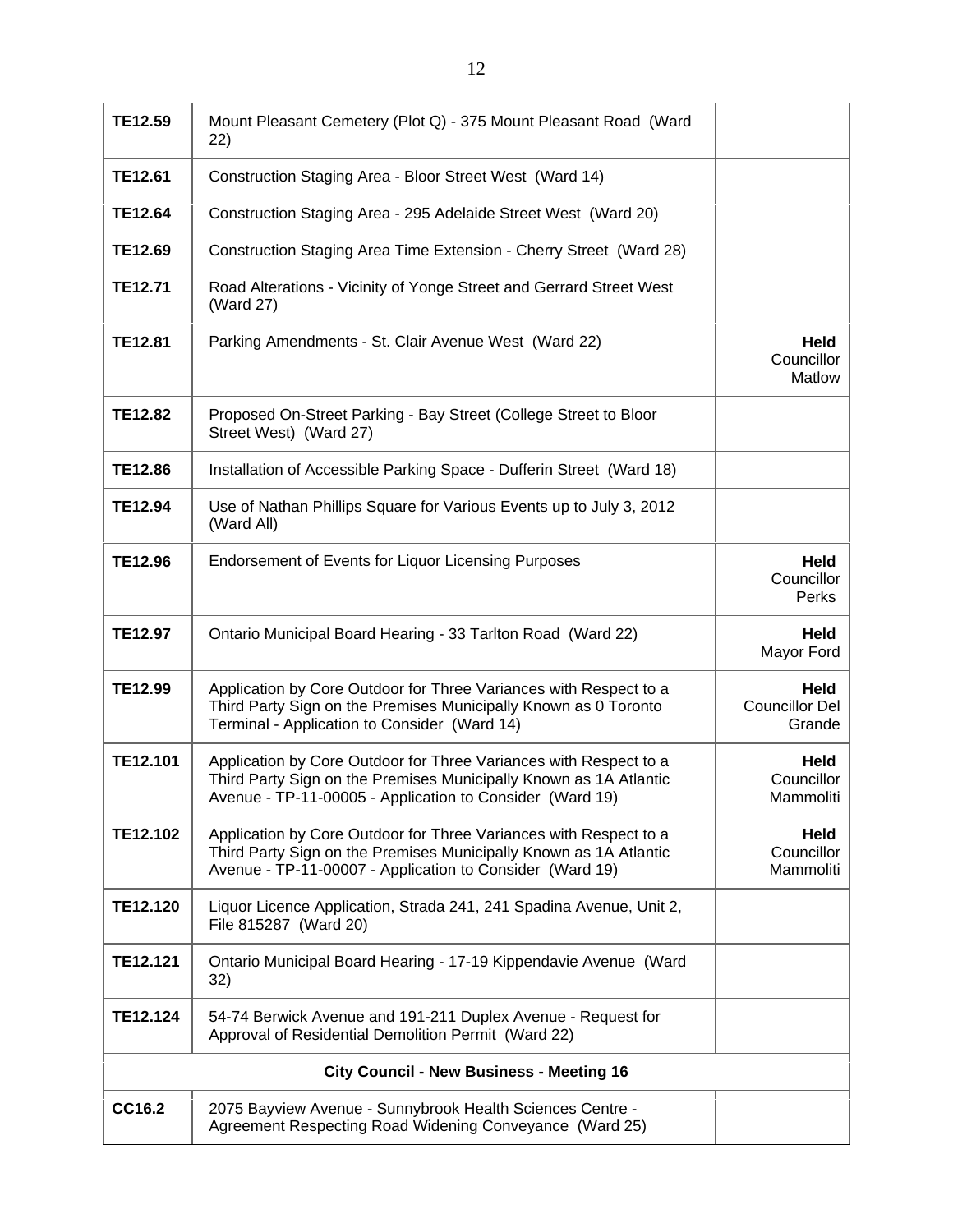| | | |
|---|---|---|
| **TE12.59** | Mount Pleasant Cemetery (Plot Q) - 375 Mount Pleasant Road (Ward 22) | |
| **TE12.61** | Construction Staging Area - Bloor Street West (Ward 14) | |
| **TE12.64** | Construction Staging Area - 295 Adelaide Street West (Ward 20) | |
| **TE12.69** | Construction Staging Area Time Extension - Cherry Street (Ward 28) | |
| **TE12.71** | Road Alterations - Vicinity of Yonge Street and Gerrard Street West (Ward 27) | |
| **TE12.81** | Parking Amendments - St. Clair Avenue West (Ward 22) | **Held** Councillor Matlow |
| **TE12.82** | Proposed On-Street Parking - Bay Street (College Street to Bloor Street West) (Ward 27) | |
| **TE12.86** | Installation of Accessible Parking Space - Dufferin Street (Ward 18) | |
| **TE12.94** | Use of Nathan Phillips Square for Various Events up to July 3, 2012 (Ward All) | |
| **TE12.96** | Endorsement of Events for Liquor Licensing Purposes | **Held** Councillor Perks |
| **TE12.97** | Ontario Municipal Board Hearing - 33 Tarlton Road (Ward 22) | **Held** Mayor Ford |
| **TE12.99** | Application by Core Outdoor for Three Variances with Respect to a Third Party Sign on the Premises Municipally Known as 0 Toronto Terminal - Application to Consider (Ward 14) | **Held** Councillor Del Grande |
| **TE12.101** | Application by Core Outdoor for Three Variances with Respect to a Third Party Sign on the Premises Municipally Known as 1A Atlantic Avenue - TP-11-00005 - Application to Consider (Ward 19) | **Held** Councillor Mammoliti |
| **TE12.102** | Application by Core Outdoor for Three Variances with Respect to a Third Party Sign on the Premises Municipally Known as 1A Atlantic Avenue - TP-11-00007 - Application to Consider (Ward 19) | **Held** Councillor Mammoliti |
| **TE12.120** | Liquor Licence Application, Strada 241, 241 Spadina Avenue, Unit 2, File 815287 (Ward 20) | |
| **TE12.121** | Ontario Municipal Board Hearing - 17-19 Kippendavie Avenue (Ward 32) | |
| **TE12.124** | 54-74 Berwick Avenue and 191-211 Duplex Avenue - Request for Approval of Residential Demolition Permit (Ward 22) | |
| | **City Council - New Business - Meeting 16** | |
| **CC16.2** | 2075 Bayview Avenue - Sunnybrook Health Sciences Centre - Agreement Respecting Road Widening Conveyance (Ward 25) | |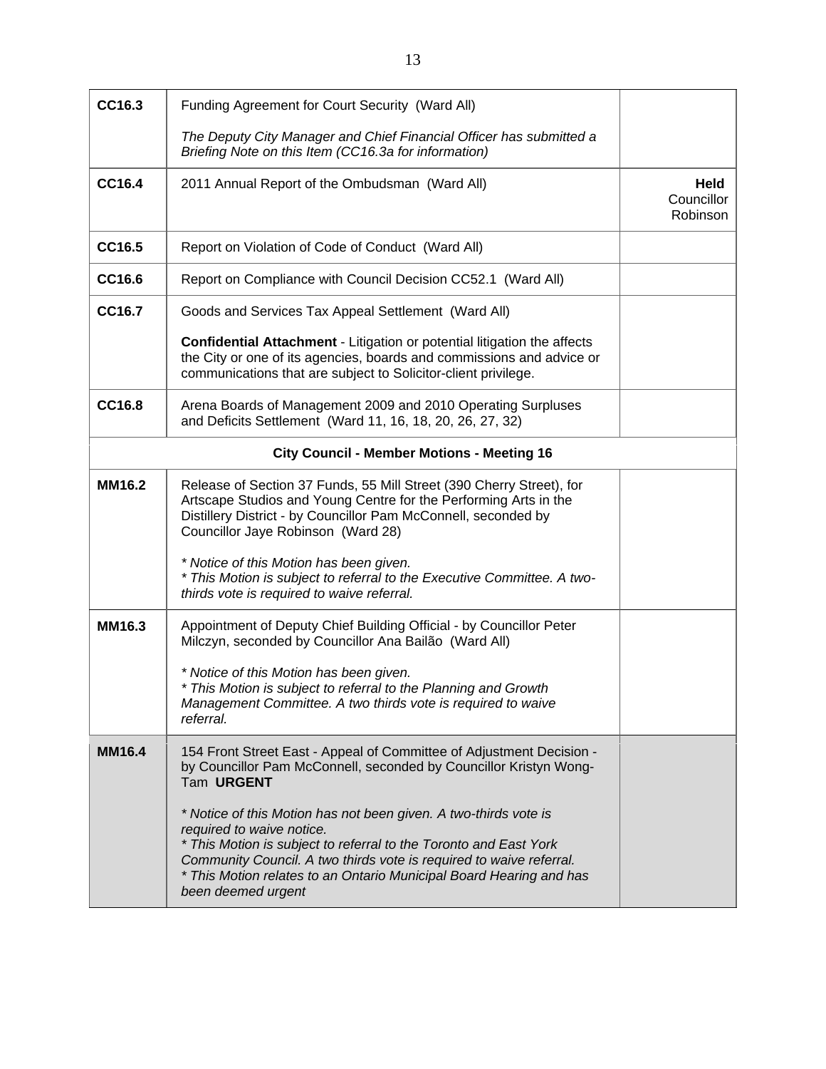| | | |
|---|---|---|
| **CC16.3** | Funding Agreement for Court Security (Ward All)<br><br>*The Deputy City Manager and Chief Financial Officer has submitted a Briefing Note on this Item (CC16.3a for information)* | |
| **CC16.4** | 2011 Annual Report of the Ombudsman (Ward All) | **Held** Councillor Robinson |
| **CC16.5** | Report on Violation of Code of Conduct (Ward All) | |
| **CC16.6** | Report on Compliance with Council Decision CC52.1 (Ward All) | |
| **CC16.7** | Goods and Services Tax Appeal Settlement (Ward All)<br><br>**Confidential Attachment** - Litigation or potential litigation the affects the City or one of its agencies, boards and commissions and advice or communications that are subject to Solicitor-client privilege. | |
| **CC16.8** | Arena Boards of Management 2009 and 2010 Operating Surpluses and Deficits Settlement (Ward 11, 16, 18, 20, 26, 27, 32) | |
| | **City Council - Member Motions - Meeting 16** | |
| **MM16.2** | Release of Section 37 Funds, 55 Mill Street (390 Cherry Street), for Artscape Studios and Young Centre for the Performing Arts in the Distillery District - by Councillor Pam McConnell, seconded by Councillor Jaye Robinson (Ward 28)<br><br>*\* Notice of this Motion has been given.*<br>*\* This Motion is subject to referral to the Executive Committee. A two-thirds vote is required to waive referral.* | |
| **MM16.3** | Appointment of Deputy Chief Building Official - by Councillor Peter Milczyn, seconded by Councillor Ana Bailão (Ward All)<br><br>*\* Notice of this Motion has been given.*<br>*\* This Motion is subject to referral to the Planning and Growth Management Committee. A two thirds vote is required to waive referral.* | |
| **MM16.4** | 154 Front Street East - Appeal of Committee of Adjustment Decision - by Councillor Pam McConnell, seconded by Councillor Kristyn Wong-Tam **URGENT**<br><br>*\* Notice of this Motion has not been given. A two-thirds vote is required to waive notice.*<br>*\* This Motion is subject to referral to the Toronto and East York Community Council. A two thirds vote is required to waive referral.*<br>*\* This Motion relates to an Ontario Municipal Board Hearing and has been deemed urgent* | |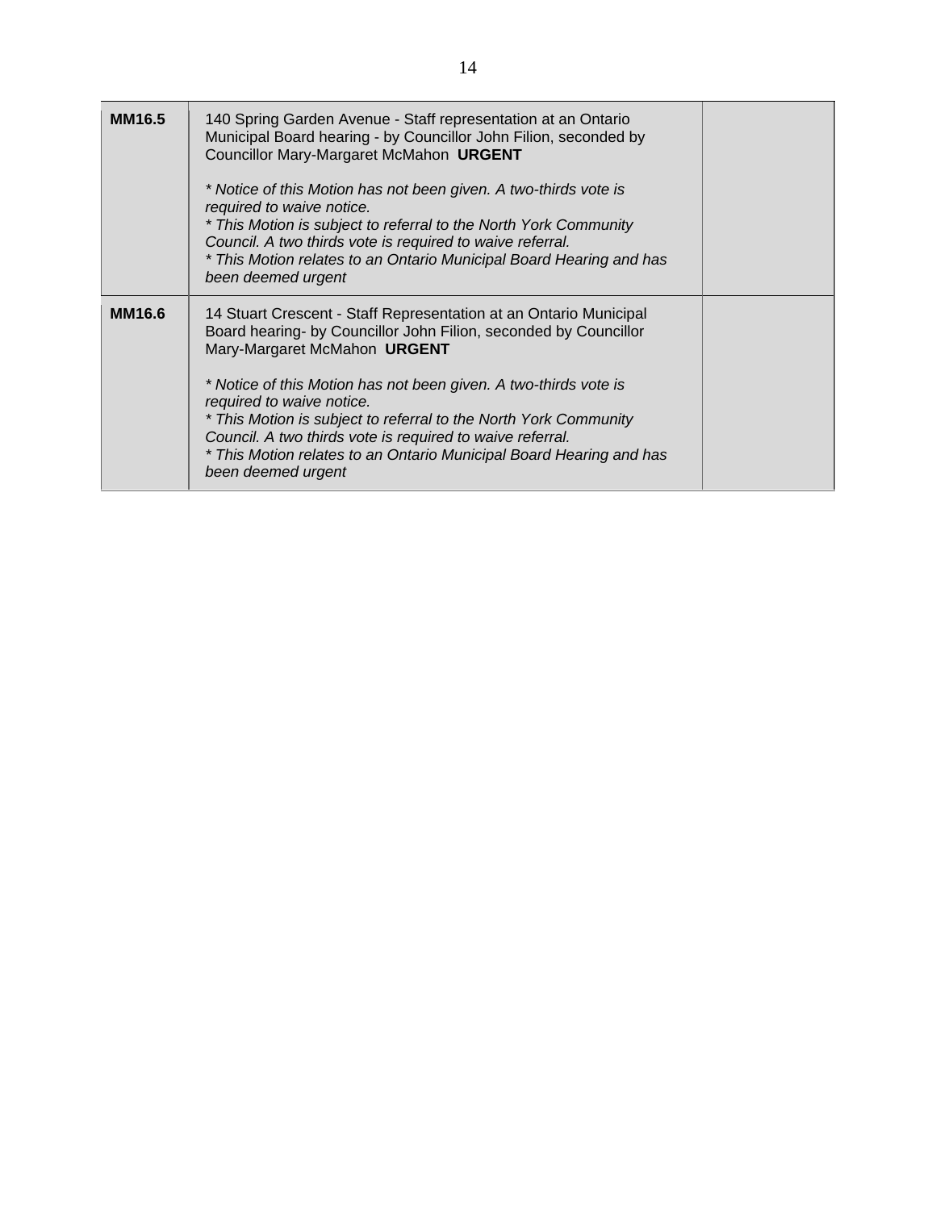| | | |
|---|---|---|
| **MM16.5** | 140 Spring Garden Avenue - Staff representation at an Ontario Municipal Board hearing - by Councillor John Filion, seconded by Councillor Mary-Margaret McMahon **URGENT**<br><br>*\* Notice of this Motion has not been given. A two-thirds vote is required to waive notice.*<br>*\* This Motion is subject to referral to the North York Community Council. A two thirds vote is required to waive referral.*<br>*\* This Motion relates to an Ontario Municipal Board Hearing and has been deemed urgent* | |
| **MM16.6** | 14 Stuart Crescent - Staff Representation at an Ontario Municipal Board hearing- by Councillor John Filion, seconded by Councillor Mary-Margaret McMahon **URGENT**<br><br>*\* Notice of this Motion has not been given. A two-thirds vote is required to waive notice.*<br>*\* This Motion is subject to referral to the North York Community Council. A two thirds vote is required to waive referral.*<br>*\* This Motion relates to an Ontario Municipal Board Hearing and has been deemed urgent* | |